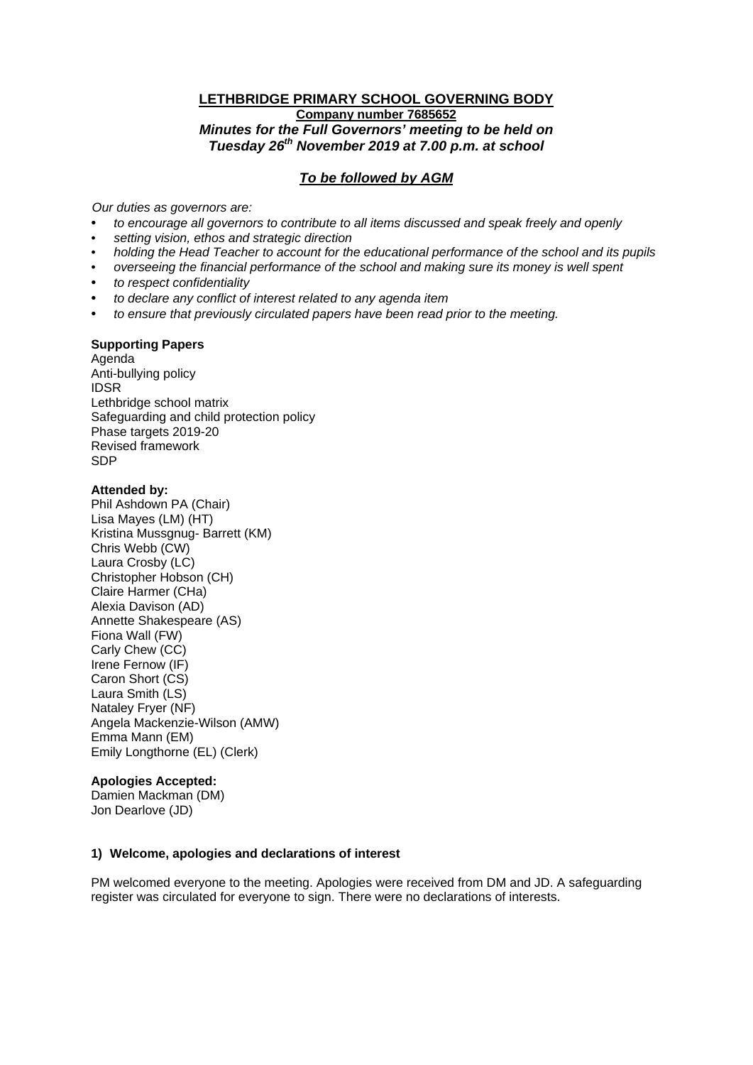**LETHBRIDGE PRIMARY SCHOOL GOVERNING BODY**
**Company number 7685652**
***Minutes for the Full Governors' meeting to be held on Tuesday 26th November 2019 at 7.00 p.m. at school***

***To be followed by AGM***

*Our duties as governors are:*

- *to encourage all governors to contribute to all items discussed and speak freely and openly*
- *setting vision, ethos and strategic direction*
- *holding the Head Teacher to account for the educational performance of the school and its pupils*
- *overseeing the financial performance of the school and making sure its money is well spent*
- *to respect confidentiality*
- *to declare any conflict of interest related to any agenda item*
- *to ensure that previously circulated papers have been read prior to the meeting.*

**Supporting Papers**
Agenda
Anti-bullying policy
IDSR
Lethbridge school matrix
Safeguarding and child protection policy
Phase targets 2019-20
Revised framework
SDP

**Attended by:**
Phil Ashdown PA (Chair)
Lisa Mayes (LM) (HT)
Kristina Mussgnug- Barrett (KM)
Chris Webb (CW)
Laura Crosby (LC)
Christopher Hobson (CH)
Claire Harmer (CHa)
Alexia Davison (AD)
Annette Shakespeare (AS)
Fiona Wall (FW)
Carly Chew (CC)
Irene Fernow (IF)
Caron Short (CS)
Laura Smith (LS)
Nataley Fryer (NF)
Angela Mackenzie-Wilson (AMW)
Emma Mann (EM)
Emily Longthorne (EL) (Clerk)

**Apologies Accepted:**
Damien Mackman (DM)
Jon Dearlove (JD)

**1) Welcome, apologies and declarations of interest**

PM welcomed everyone to the meeting. Apologies were received from DM and JD. A safeguarding register was circulated for everyone to sign. There were no declarations of interests.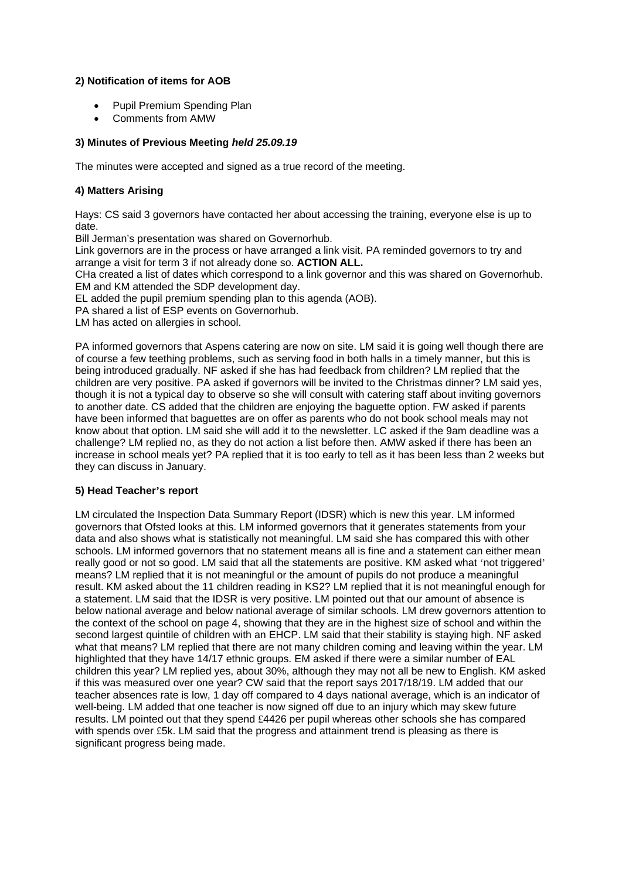**2) Notification of items for AOB**

- Pupil Premium Spending Plan
- Comments from AMW

**3) Minutes of Previous Meeting *held 25.09.19***

The minutes were accepted and signed as a true record of the meeting.

**4) Matters Arising**

Hays: CS said 3 governors have contacted her about accessing the training, everyone else is up to date.
Bill Jerman's presentation was shared on Governorhub.
Link governors are in the process or have arranged a link visit. PA reminded governors to try and arrange a visit for term 3 if not already done so. **ACTION ALL.**
CHa created a list of dates which correspond to a link governor and this was shared on Governorhub.
EM and KM attended the SDP development day.
EL added the pupil premium spending plan to this agenda (AOB).
PA shared a list of ESP events on Governorhub.
LM has acted on allergies in school.

PA informed governors that Aspens catering are now on site. LM said it is going well though there are of course a few teething problems, such as serving food in both halls in a timely manner, but this is being introduced gradually. NF asked if she has had feedback from children? LM replied that the children are very positive. PA asked if governors will be invited to the Christmas dinner? LM said yes, though it is not a typical day to observe so she will consult with catering staff about inviting governors to another date. CS added that the children are enjoying the baguette option. FW asked if parents have been informed that baguettes are on offer as parents who do not book school meals may not know about that option. LM said she will add it to the newsletter. LC asked if the 9am deadline was a challenge? LM replied no, as they do not action a list before then. AMW asked if there has been an increase in school meals yet? PA replied that it is too early to tell as it has been less than 2 weeks but they can discuss in January.

**5) Head Teacher's report**

LM circulated the Inspection Data Summary Report (IDSR) which is new this year. LM informed governors that Ofsted looks at this. LM informed governors that it generates statements from your data and also shows what is statistically not meaningful. LM said she has compared this with other schools. LM informed governors that no statement means all is fine and a statement can either mean really good or not so good. LM said that all the statements are positive. KM asked what 'not triggered' means? LM replied that it is not meaningful or the amount of pupils do not produce a meaningful result. KM asked about the 11 children reading in KS2? LM replied that it is not meaningful enough for a statement. LM said that the IDSR is very positive. LM pointed out that our amount of absence is below national average and below national average of similar schools. LM drew governors attention to the context of the school on page 4, showing that they are in the highest size of school and within the second largest quintile of children with an EHCP. LM said that their stability is staying high. NF asked what that means? LM replied that there are not many children coming and leaving within the year. LM highlighted that they have 14/17 ethnic groups. EM asked if there were a similar number of EAL children this year? LM replied yes, about 30%, although they may not all be new to English. KM asked if this was measured over one year? CW said that the report says 2017/18/19. LM added that our teacher absences rate is low, 1 day off compared to 4 days national average, which is an indicator of well-being. LM added that one teacher is now signed off due to an injury which may skew future results. LM pointed out that they spend £4426 per pupil whereas other schools she has compared with spends over £5k. LM said that the progress and attainment trend is pleasing as there is significant progress being made.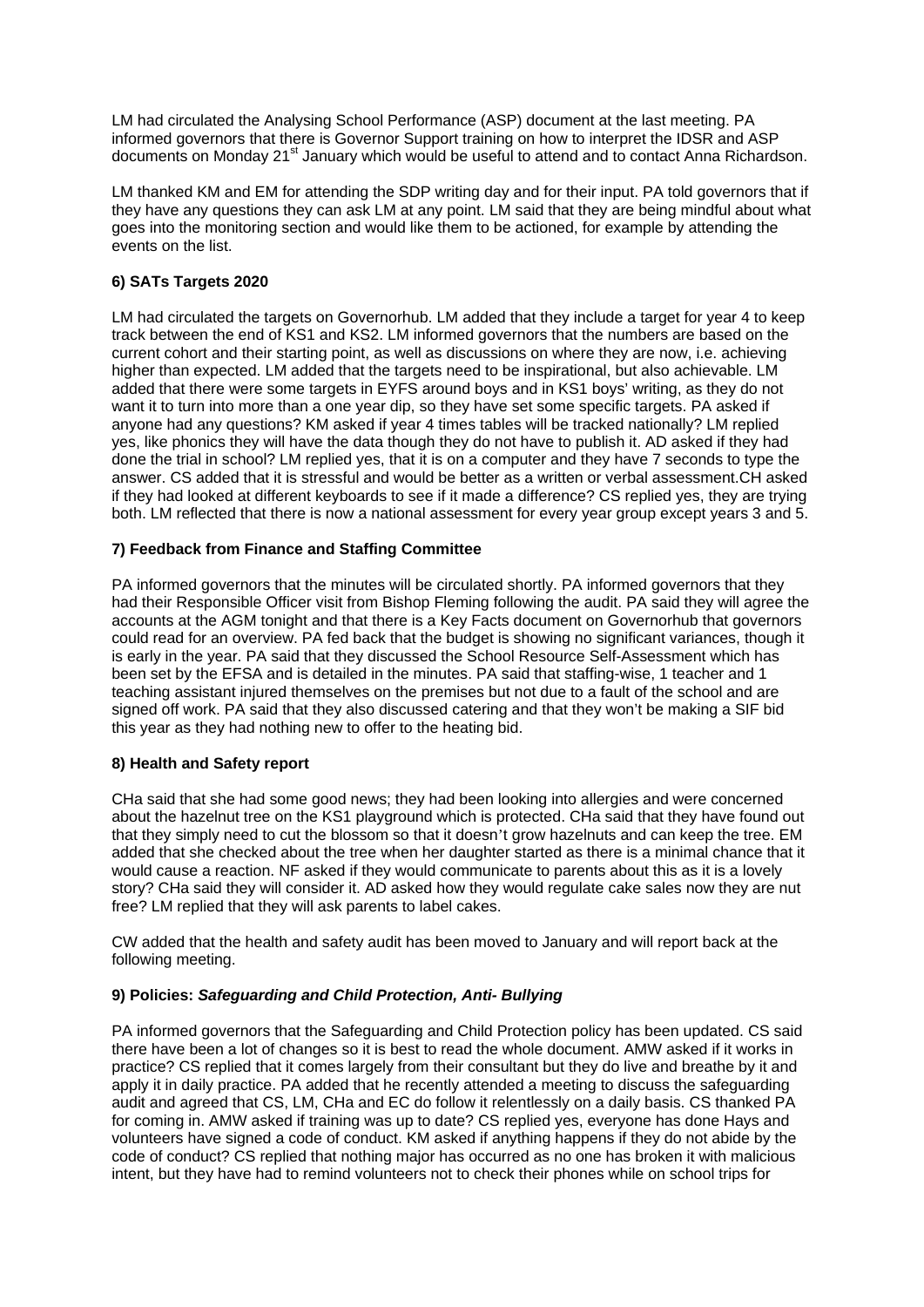LM had circulated the Analysing School Performance (ASP) document at the last meeting. PA informed governors that there is Governor Support training on how to interpret the IDSR and ASP documents on Monday 21st January which would be useful to attend and to contact Anna Richardson.

LM thanked KM and EM for attending the SDP writing day and for their input. PA told governors that if they have any questions they can ask LM at any point. LM said that they are being mindful about what goes into the monitoring section and would like them to be actioned, for example by attending the events on the list.

### 6) SATs Targets 2020

LM had circulated the targets on Governorhub. LM added that they include a target for year 4 to keep track between the end of KS1 and KS2. LM informed governors that the numbers are based on the current cohort and their starting point, as well as discussions on where they are now, i.e. achieving higher than expected. LM added that the targets need to be inspirational, but also achievable. LM added that there were some targets in EYFS around boys and in KS1 boys' writing, as they do not want it to turn into more than a one year dip, so they have set some specific targets. PA asked if anyone had any questions? KM asked if year 4 times tables will be tracked nationally? LM replied yes, like phonics they will have the data though they do not have to publish it. AD asked if they had done the trial in school? LM replied yes, that it is on a computer and they have 7 seconds to type the answer. CS added that it is stressful and would be better as a written or verbal assessment.CH asked if they had looked at different keyboards to see if it made a difference? CS replied yes, they are trying both. LM reflected that there is now a national assessment for every year group except years 3 and 5.

### 7) Feedback from Finance and Staffing Committee

PA informed governors that the minutes will be circulated shortly. PA informed governors that they had their Responsible Officer visit from Bishop Fleming following the audit. PA said they will agree the accounts at the AGM tonight and that there is a Key Facts document on Governorhub that governors could read for an overview. PA fed back that the budget is showing no significant variances, though it is early in the year. PA said that they discussed the School Resource Self-Assessment which has been set by the EFSA and is detailed in the minutes. PA said that staffing-wise, 1 teacher and 1 teaching assistant injured themselves on the premises but not due to a fault of the school and are signed off work. PA said that they also discussed catering and that they won't be making a SIF bid this year as they had nothing new to offer to the heating bid.

### 8) Health and Safety report

CHa said that she had some good news; they had been looking into allergies and were concerned about the hazelnut tree on the KS1 playground which is protected. CHa said that they have found out that they simply need to cut the blossom so that it doesn't grow hazelnuts and can keep the tree. EM added that she checked about the tree when her daughter started as there is a minimal chance that it would cause a reaction. NF asked if they would communicate to parents about this as it is a lovely story? CHa said they will consider it. AD asked how they would regulate cake sales now they are nut free? LM replied that they will ask parents to label cakes.

CW added that the health and safety audit has been moved to January and will report back at the following meeting.

### 9) Policies: *Safeguarding and Child Protection, Anti- Bullying*

PA informed governors that the Safeguarding and Child Protection policy has been updated. CS said there have been a lot of changes so it is best to read the whole document. AMW asked if it works in practice? CS replied that it comes largely from their consultant but they do live and breathe by it and apply it in daily practice. PA added that he recently attended a meeting to discuss the safeguarding audit and agreed that CS, LM, CHa and EC do follow it relentlessly on a daily basis. CS thanked PA for coming in. AMW asked if training was up to date? CS replied yes, everyone has done Hays and volunteers have signed a code of conduct. KM asked if anything happens if they do not abide by the code of conduct? CS replied that nothing major has occurred as no one has broken it with malicious intent, but they have had to remind volunteers not to check their phones while on school trips for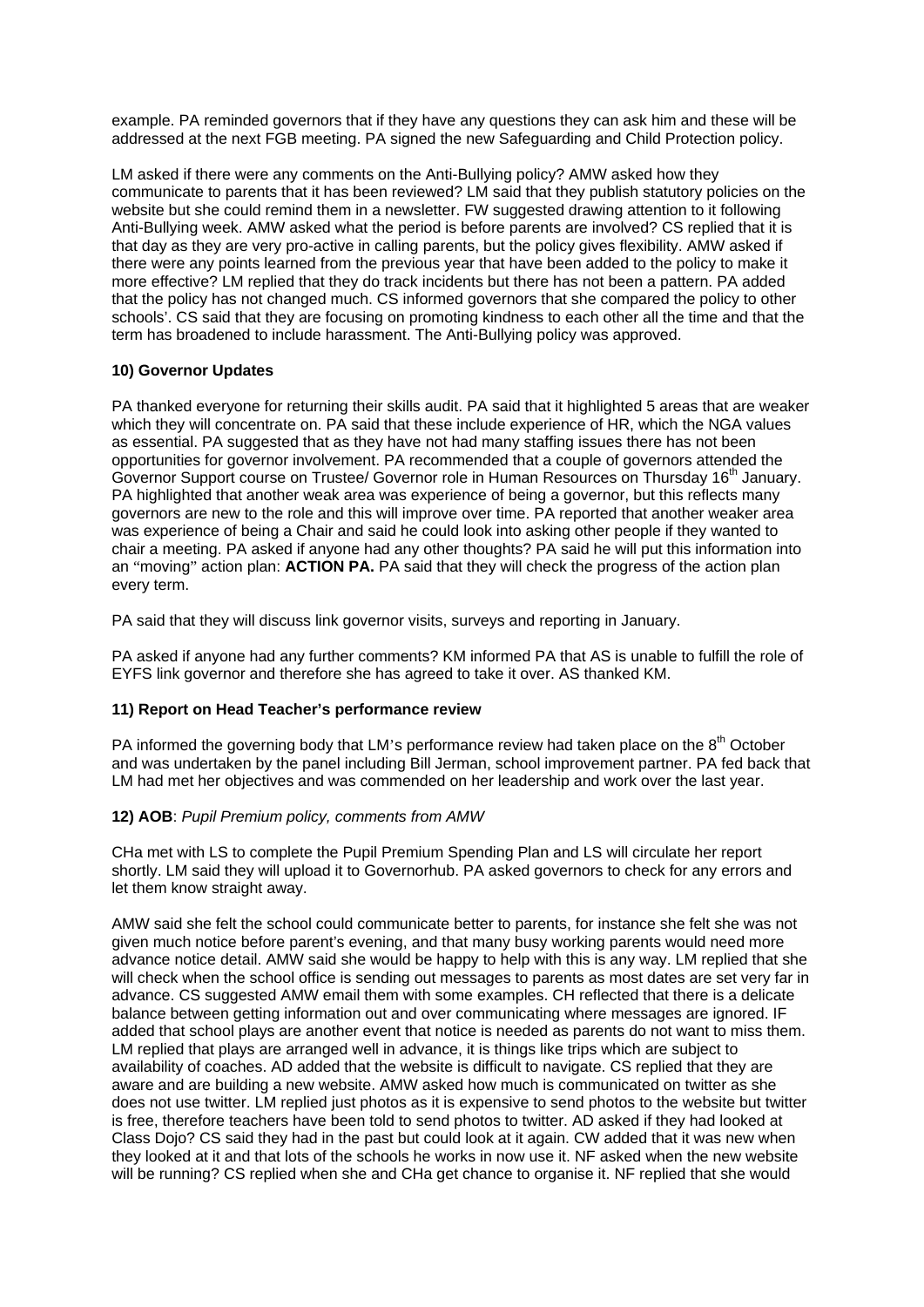example. PA reminded governors that if they have any questions they can ask him and these will be addressed at the next FGB meeting. PA signed the new Safeguarding and Child Protection policy.

LM asked if there were any comments on the Anti-Bullying policy? AMW asked how they communicate to parents that it has been reviewed? LM said that they publish statutory policies on the website but she could remind them in a newsletter. FW suggested drawing attention to it following Anti-Bullying week. AMW asked what the period is before parents are involved? CS replied that it is that day as they are very pro-active in calling parents, but the policy gives flexibility. AMW asked if there were any points learned from the previous year that have been added to the policy to make it more effective? LM replied that they do track incidents but there has not been a pattern. PA added that the policy has not changed much. CS informed governors that she compared the policy to other schools'. CS said that they are focusing on promoting kindness to each other all the time and that the term has broadened to include harassment. The Anti-Bullying policy was approved.

**10) Governor Updates**

PA thanked everyone for returning their skills audit. PA said that it highlighted 5 areas that are weaker which they will concentrate on. PA said that these include experience of HR, which the NGA values as essential. PA suggested that as they have not had many staffing issues there has not been opportunities for governor involvement. PA recommended that a couple of governors attended the Governor Support course on Trustee/ Governor role in Human Resources on Thursday 16th January. PA highlighted that another weak area was experience of being a governor, but this reflects many governors are new to the role and this will improve over time. PA reported that another weaker area was experience of being a Chair and said he could look into asking other people if they wanted to chair a meeting. PA asked if anyone had any other thoughts? PA said he will put this information into an "moving" action plan: **ACTION PA.** PA said that they will check the progress of the action plan every term.

PA said that they will discuss link governor visits, surveys and reporting in January.

PA asked if anyone had any further comments? KM informed PA that AS is unable to fulfill the role of EYFS link governor and therefore she has agreed to take it over. AS thanked KM.

**11) Report on Head Teacher's performance review**

PA informed the governing body that LM's performance review had taken place on the 8th October and was undertaken by the panel including Bill Jerman, school improvement partner. PA fed back that LM had met her objectives and was commended on her leadership and work over the last year.

**12) AOB**: *Pupil Premium policy, comments from AMW*

CHa met with LS to complete the Pupil Premium Spending Plan and LS will circulate her report shortly. LM said they will upload it to Governorhub. PA asked governors to check for any errors and let them know straight away.

AMW said she felt the school could communicate better to parents, for instance she felt she was not given much notice before parent's evening, and that many busy working parents would need more advance notice detail. AMW said she would be happy to help with this is any way. LM replied that she will check when the school office is sending out messages to parents as most dates are set very far in advance. CS suggested AMW email them with some examples. CH reflected that there is a delicate balance between getting information out and over communicating where messages are ignored. IF added that school plays are another event that notice is needed as parents do not want to miss them. LM replied that plays are arranged well in advance, it is things like trips which are subject to availability of coaches. AD added that the website is difficult to navigate. CS replied that they are aware and are building a new website. AMW asked how much is communicated on twitter as she does not use twitter. LM replied just photos as it is expensive to send photos to the website but twitter is free, therefore teachers have been told to send photos to twitter. AD asked if they had looked at Class Dojo? CS said they had in the past but could look at it again. CW added that it was new when they looked at it and that lots of the schools he works in now use it. NF asked when the new website will be running? CS replied when she and CHa get chance to organise it. NF replied that she would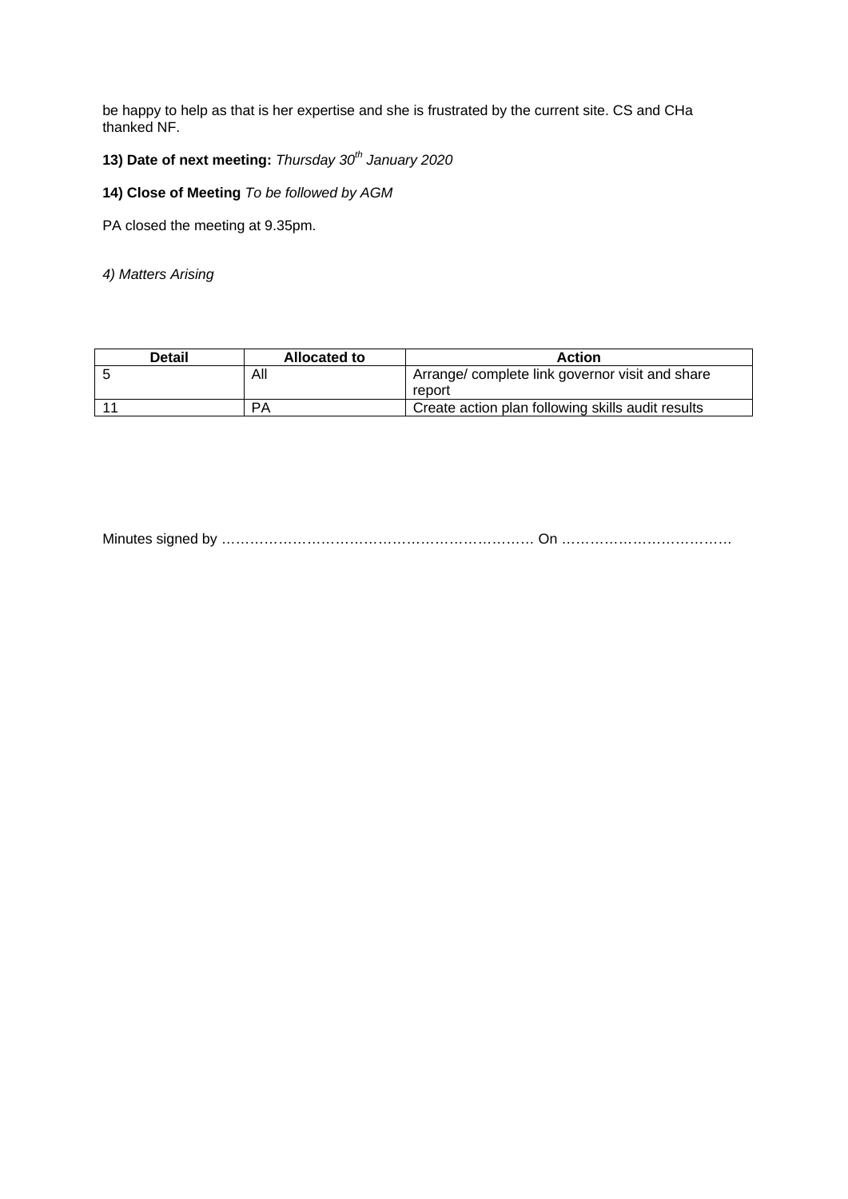be happy to help as that is her expertise and she is frustrated by the current site. CS and CHa thanked NF.

**13) Date of next meeting:** *Thursday 30th January 2020*

**14) Close of Meeting** *To be followed by AGM*

PA closed the meeting at 9.35pm.

*4) Matters Arising*

| Detail | Allocated to | Action |
|---|---|---|
| 5 | All | Arrange/ complete link governor visit and share report |
| 11 | PA | Create action plan following skills audit results |

Minutes signed by …………………………………………………………. On ………………………………